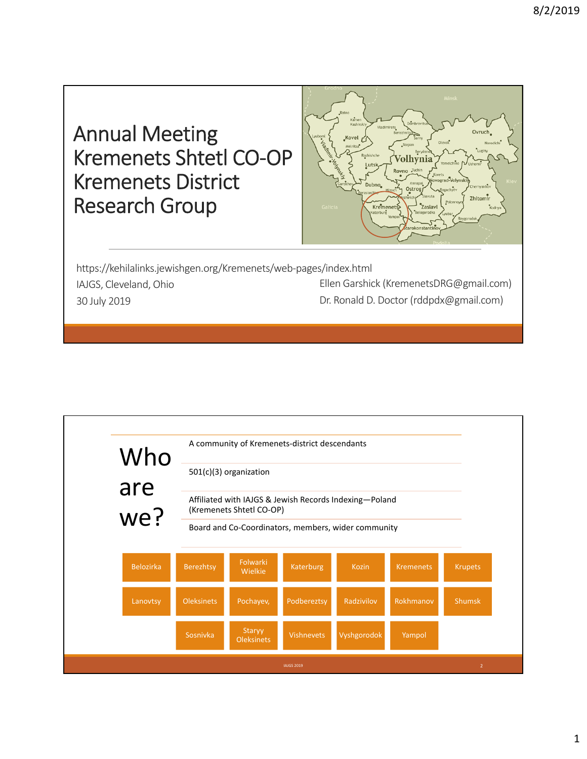# Annual Meeting
# Kremenets Shtetl CO-OP
# Kremenets District Research Group

https://kehilalinks.jewishgen.org/Kremenets/web-pages/index.html

IAJGS, Cleveland, Ohio

30 July 2019

Ellen Garshick (KremenetsDRG@gmail.com)

Dr. Ronald D. Doctor (rddpdx@gmail.com)

---

## Who are we?

- A community of Kremenets-district descendants
- 501(c)(3) organization
- Affiliated with IAJGS & Jewish Records Indexing—Poland (Kremenets Shtetl CO-OP)
- Board and Co-Coordinators, members, wider community

| | | | | | | |
|---|---|---|---|---|---|---|
| Belozirka | Berezhtsy | Folwarki Wielkie | Katerburg | Kozin | Kremenets | Krupets |
| Lanovtsy | Oleksinets | Pochayev, | Podbereztsy | Radzivilov | Rokhmanov | Shumsk |
| | Sosnivka | Staryy Oleksinets | Vishnevets | Vyshgorodok | Yampol | |

IAJGS 2019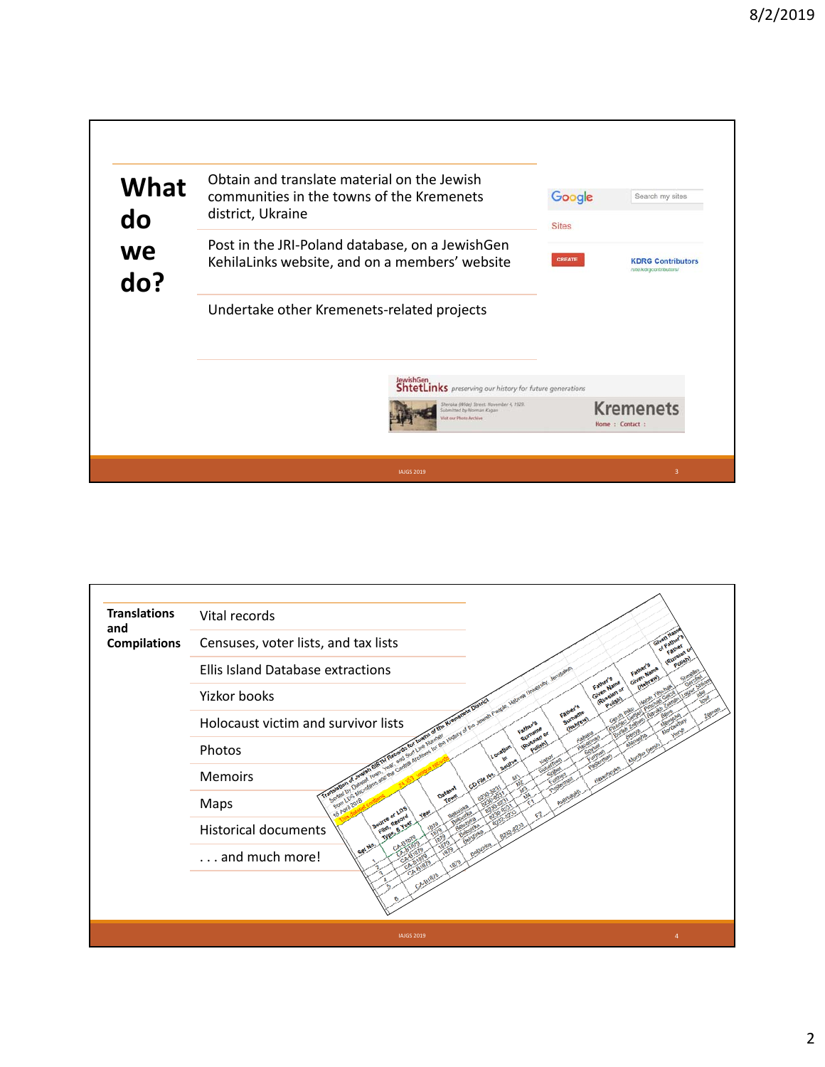## What do we do?

- Obtain and translate material on the Jewish communities in the towns of the Kremenets district, Ukraine
- Post in the JRI-Poland database, on a JewishGen KehilaLinks website, and on a members' website
- Undertake other Kremenets-related projects

## Translations and Compilations

- Vital records
- Censuses, voter lists, and tax lists
- Ellis Island Database extractions
- Yizkor books
- Holocaust victim and survivor lists
- Photos
- Memoirs
- Maps
- Historical documents
- . . . and much more!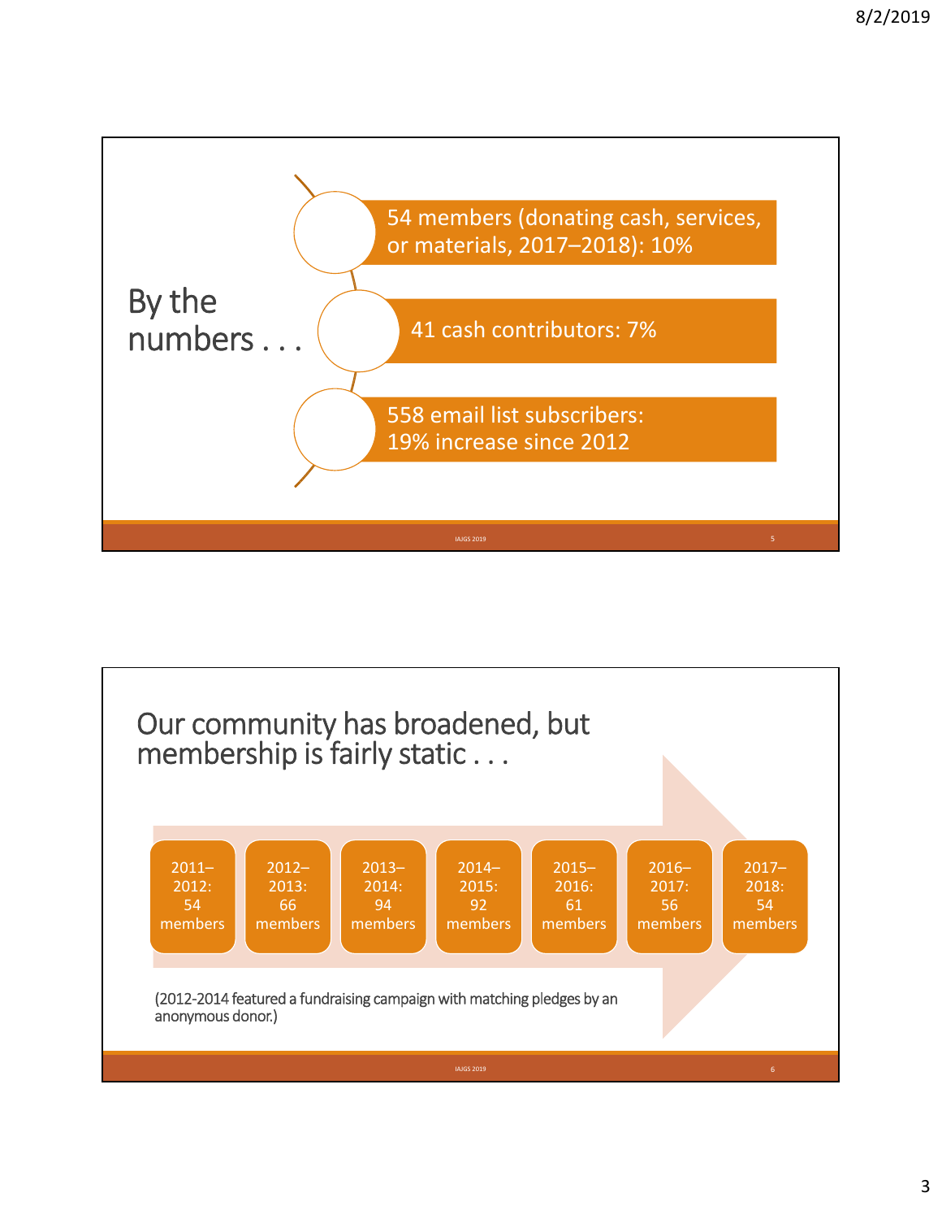## By the numbers . . .

- 54 members (donating cash, services, or materials, 2017–2018): 10%
- 41 cash contributors: 7%
- 558 email list subscribers: 19% increase since 2012

## Our community has broadened, but membership is fairly static . . .

- 2011–2012: 54 members
- 2012–2013: 66 members
- 2013–2014: 94 members
- 2014–2015: 92 members
- 2015–2016: 61 members
- 2016–2017: 56 members
- 2017–2018: 54 members

(2012-2014 featured a fundraising campaign with matching pledges by an anonymous donor.)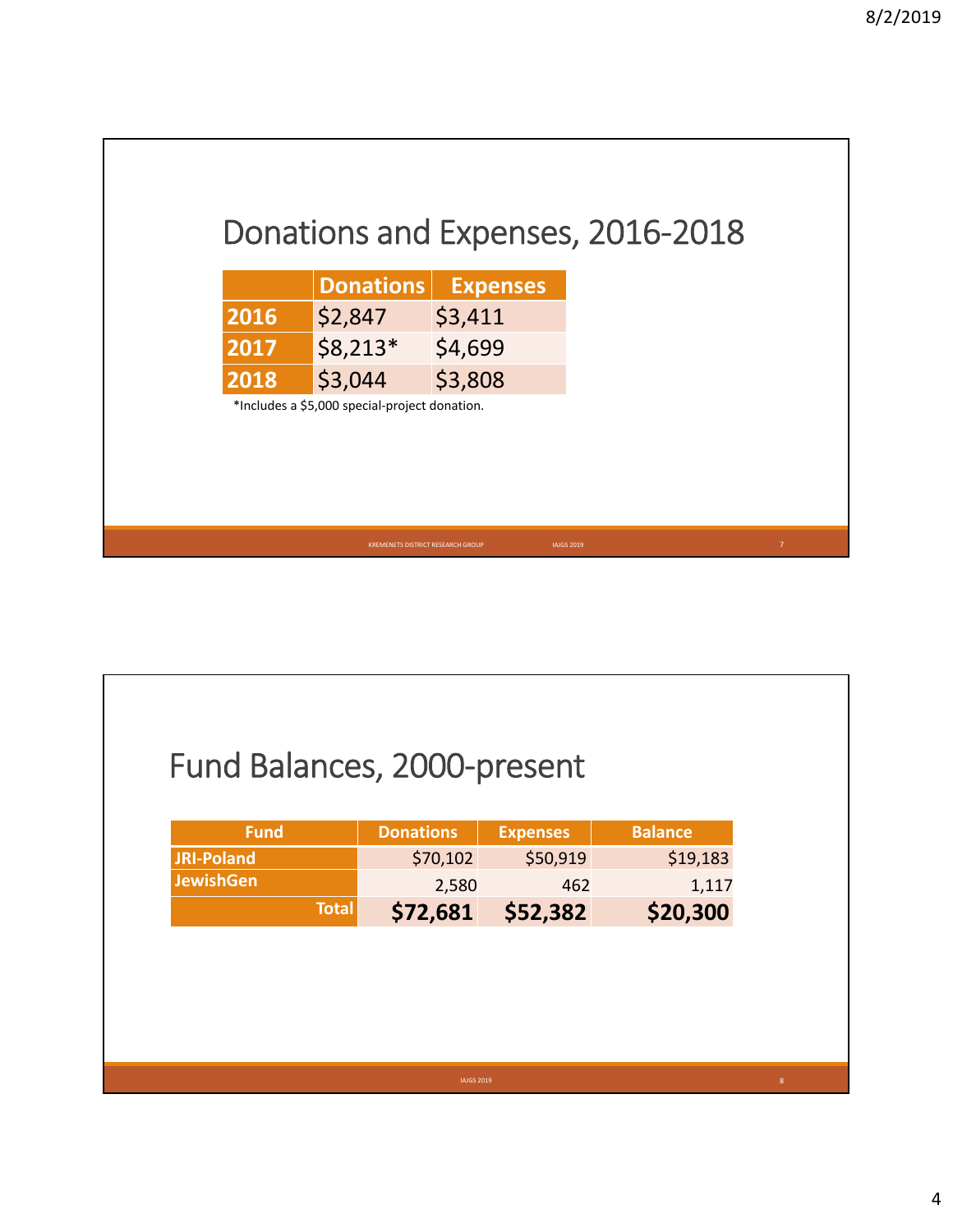## Donations and Expenses, 2016-2018

| | Donations | Expenses |
|---|---|---|
| 2016 | $2,847 | $3,411 |
| 2017 | $8,213* | $4,699 |
| 2018 | $3,044 | $3,808 |

*Includes a $5,000 special-project donation.

## Fund Balances, 2000-present

| Fund | Donations | Expenses | Balance |
|---|---|---|---|
| JRI-Poland | $70,102 | $50,919 | $19,183 |
| JewishGen | 2,580 | 462 | 1,117 |
| **Total** | **$72,681** | **$52,382** | **$20,300** |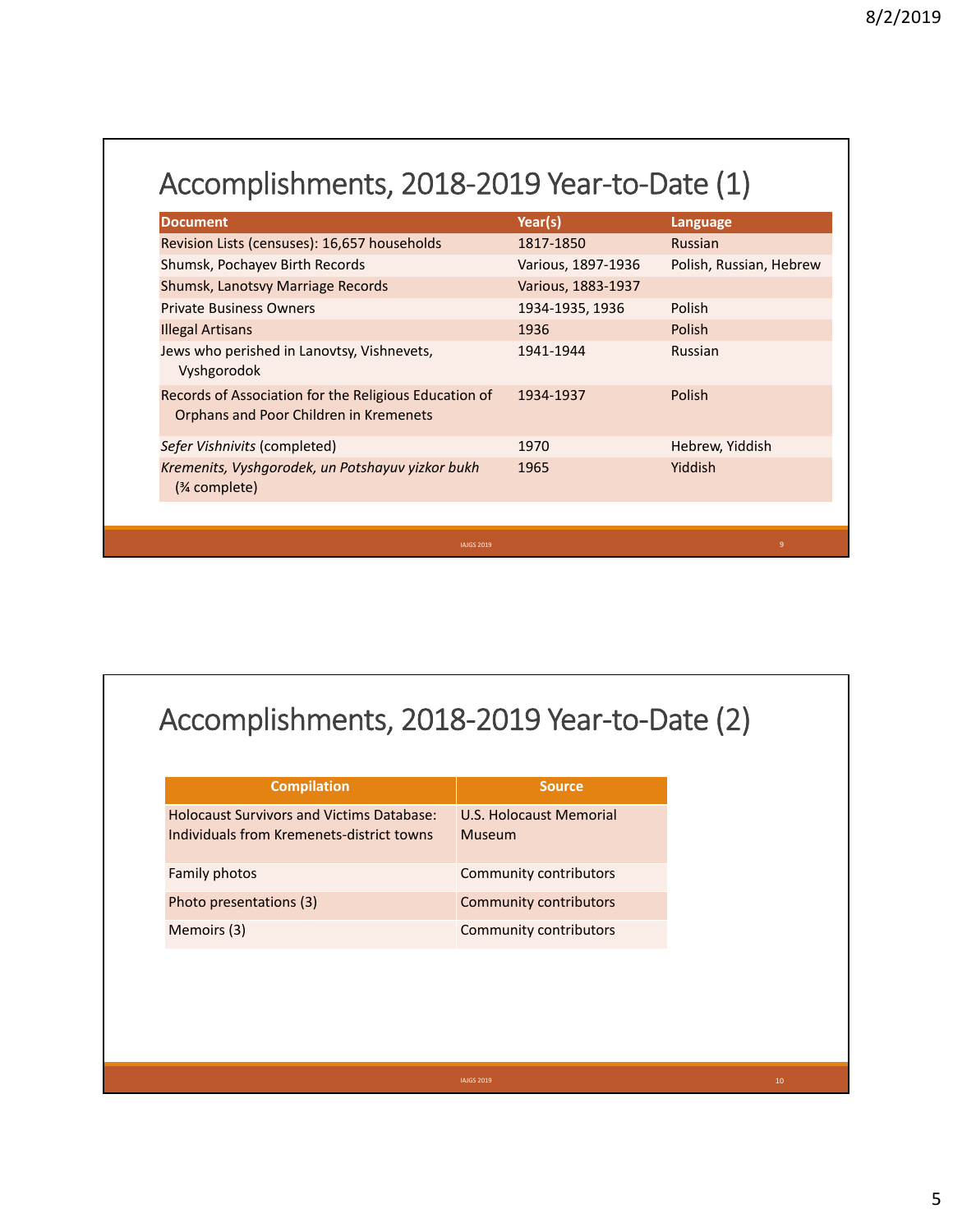## Accomplishments, 2018-2019 Year-to-Date (1)

| Document | Year(s) | Language |
| --- | --- | --- |
| Revision Lists (censuses): 16,657 households | 1817-1850 | Russian |
| Shumsk, Pochayev Birth Records | Various, 1897-1936 | Polish, Russian, Hebrew |
| Shumsk, Lanotsvy Marriage Records | Various, 1883-1937 | |
| Private Business Owners | 1934-1935, 1936 | Polish |
| Illegal Artisans | 1936 | Polish |
| Jews who perished in Lanovtsy, Vishnevets, Vyshgorodok | 1941-1944 | Russian |
| Records of Association for the Religious Education of Orphans and Poor Children in Kremenets | 1934-1937 | Polish |
| *Sefer Vishnivits* (completed) | 1970 | Hebrew, Yiddish |
| *Kremenits, Vyshgorodek, un Potshayuv yizkor bukh* (¾ complete) | 1965 | Yiddish |

## Accomplishments, 2018-2019 Year-to-Date (2)

| Compilation | Source |
| --- | --- |
| Holocaust Survivors and Victims Database: Individuals from Kremenets-district towns | U.S. Holocaust Memorial Museum |
| Family photos | Community contributors |
| Photo presentations (3) | Community contributors |
| Memoirs (3) | Community contributors |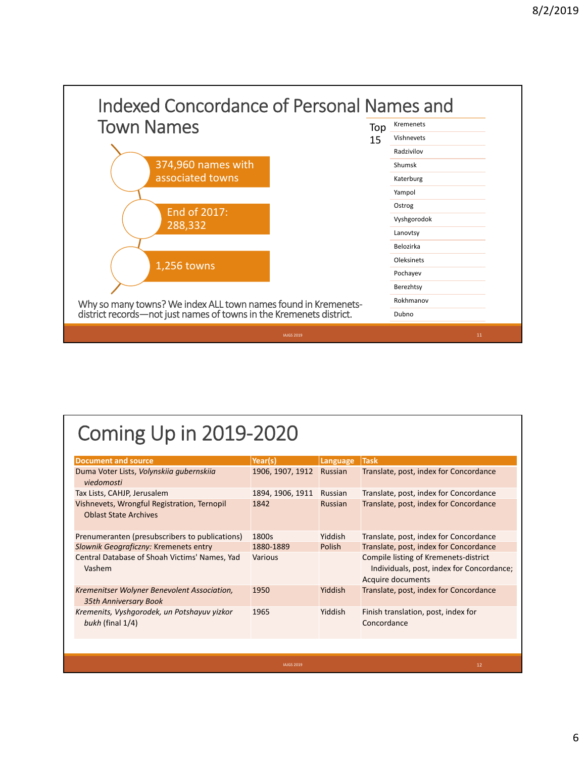# Indexed Concordance of Personal Names and Town Names

- 374,960 names with associated towns
- End of 2017: 288,332
- 1,256 towns

Why so many towns? We index ALL town names found in Kremenets-district records—not just names of towns in the Kremenets district.

Top 15

- Kremenets
- Vishnevets
- Radzivilov
- Shumsk
- Katerburg
- Yampol
- Ostrog
- Vyshgorodok
- Lanovtsy
- Belozirka
- Oleksinets
- Pochayev
- Berezhtsy
- Rokhmanov
- Dubno

# Coming Up in 2019-2020

| Document and source | Year(s) | Language | Task |
|---|---|---|---|
| Duma Voter Lists, *Volynskiia gubernskiia viedomosti* | 1906, 1907, 1912 | Russian | Translate, post, index for Concordance |
| Tax Lists, CAHJP, Jerusalem | 1894, 1906, 1911 | Russian | Translate, post, index for Concordance |
| Vishnevets, Wrongful Registration, Ternopil Oblast State Archives | 1842 | Russian | Translate, post, index for Concordance |
| Prenumeranten (presubscribers to publications) | 1800s | Yiddish | Translate, post, index for Concordance |
| *Slownik Geograficzny:* Kremenets entry | 1880-1889 | Polish | Translate, post, index for Concordance |
| Central Database of Shoah Victims' Names, Yad Vashem | Various | | Compile listing of Kremenets-district Individuals, post, index for Concordance; Acquire documents |
| *Kremenitser Wolyner Benevolent Association, 35th Anniversary Book* | 1950 | Yiddish | Translate, post, index for Concordance |
| *Kremenits, Vyshgorodek, un Potshayuv yizkor bukh* (final 1/4) | 1965 | Yiddish | Finish translation, post, index for Concordance |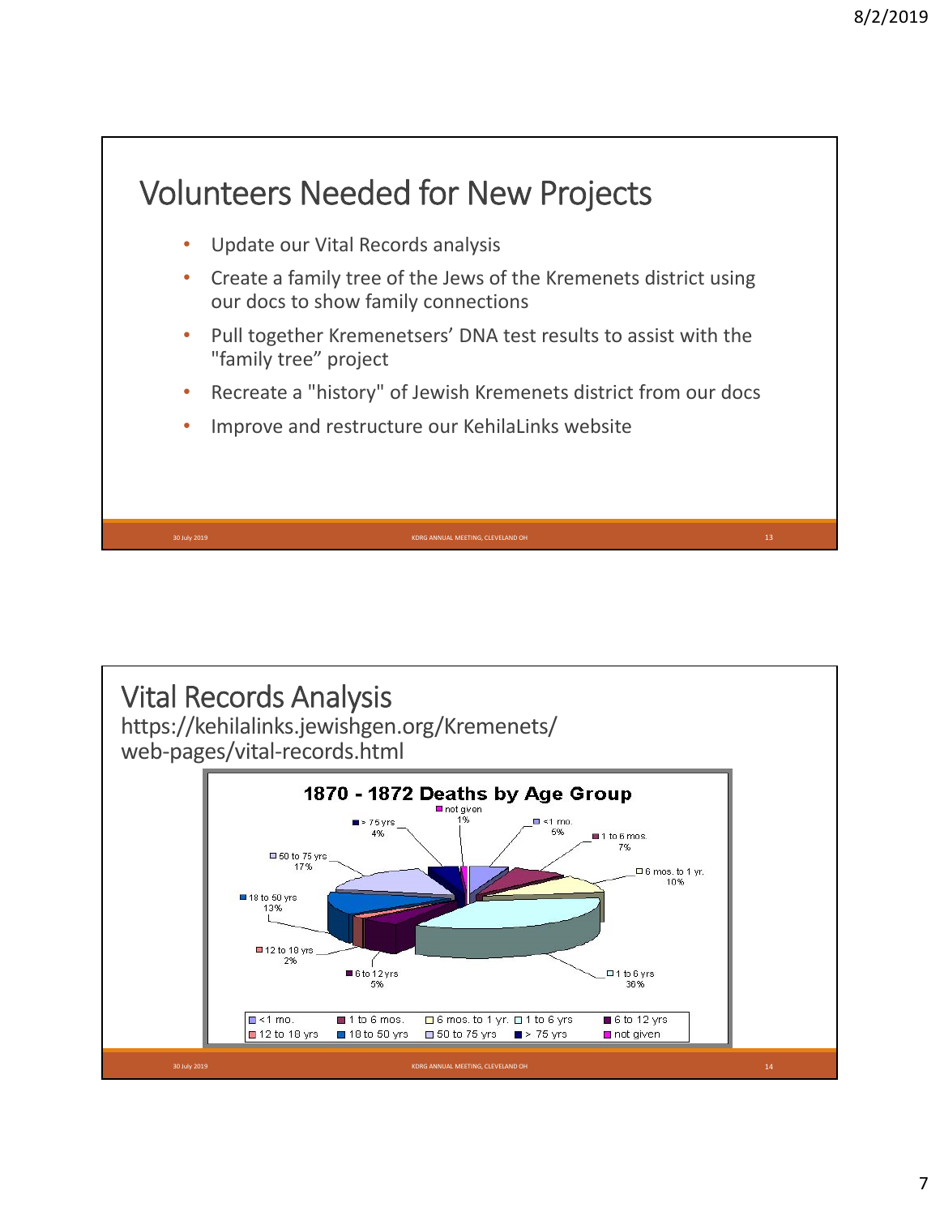## Volunteers Needed for New Projects

- Update our Vital Records analysis
- Create a family tree of the Jews of the Kremenets district using our docs to show family connections
- Pull together Kremenetsers' DNA test results to assist with the "family tree" project
- Recreate a "history" of Jewish Kremenets district from our docs
- Improve and restructure our KehilaLinks website

## Vital Records Analysis

https://kehilalinks.jewishgen.org/Kremenets/web-pages/vital-records.html

1870 - 1872 Deaths by Age Group

not given 1%

<1 mo. 5%

1 to 6 mos. 7%

6 mos. to 1 yr. 10%

1 to 6 yrs 36%

6 to 12 yrs 5%

12 to 18 yrs 2%

18 to 50 yrs 13%

50 to 75 yrs 17%

> 75 yrs 4%

<1 mo. | 1 to 6 mos. | 6 mos. to 1 yr. | 1 to 6 yrs | 6 to 12 yrs | 12 to 18 yrs | 18 to 50 yrs | 50 to 75 yrs | > 75 yrs | not given